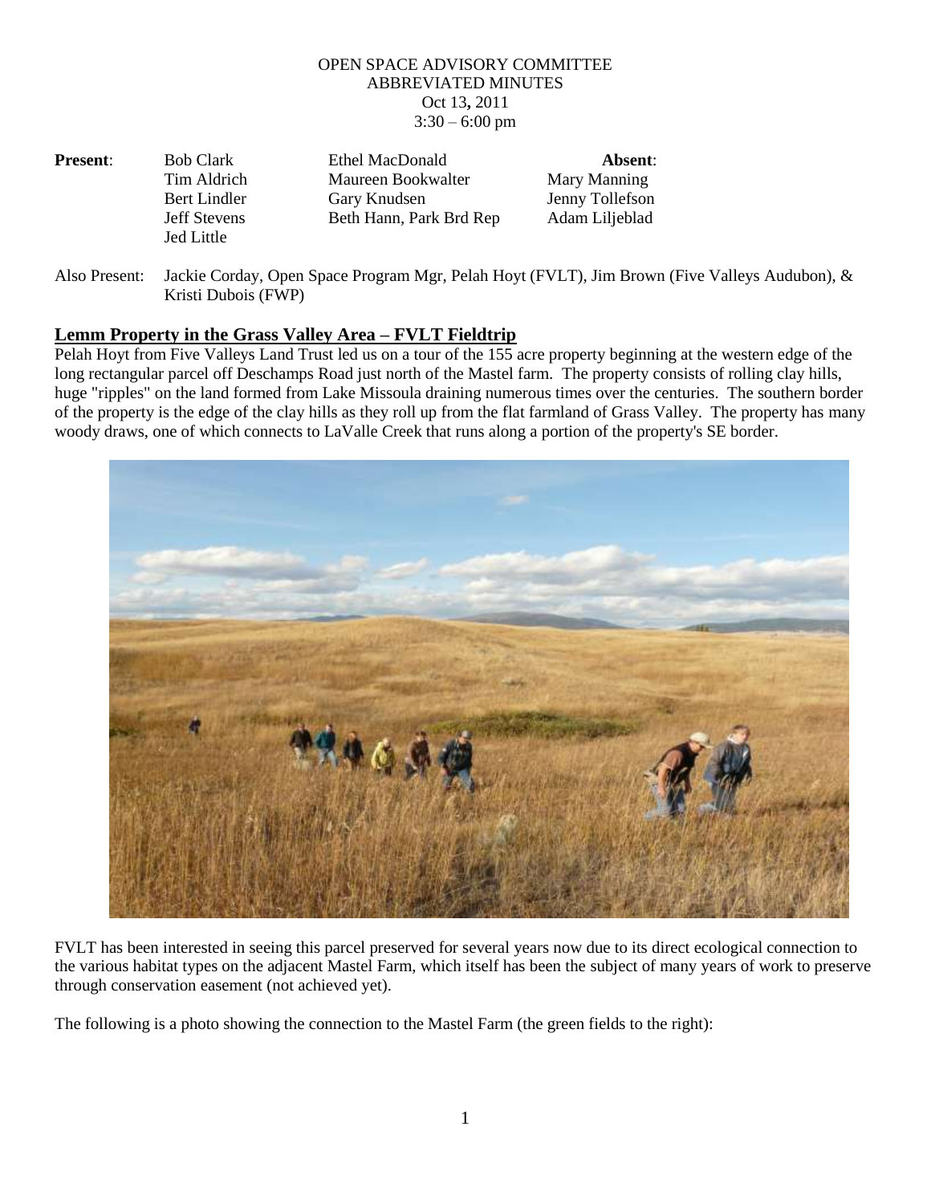OPEN SPACE ADVISORY COMMITTEE
ABBREVIATED MINUTES
Oct 13, 2011
3:30 – 6:00 pm

| **Present**: | | | **Absent**: |
|---|---|---|---|
| | Bob Clark | Ethel MacDonald | |
| | Tim Aldrich | Maureen Bookwalter | Mary Manning |
| | Bert Lindler | Gary Knudsen | Jenny Tollefson |
| | Jeff Stevens | Beth Hann, Park Brd Rep | Adam Liljeblad |
| | Jed Little | | |

Also Present: Jackie Corday, Open Space Program Mgr, Pelah Hoyt (FVLT), Jim Brown (Five Valleys Audubon), & Kristi Dubois (FWP)

## Lemm Property in the Grass Valley Area – FVLT Fieldtrip

Pelah Hoyt from Five Valleys Land Trust led us on a tour of the 155 acre property beginning at the western edge of the long rectangular parcel off Deschamps Road just north of the Mastel farm. The property consists of rolling clay hills, huge "ripples" on the land formed from Lake Missoula draining numerous times over the centuries. The southern border of the property is the edge of the clay hills as they roll up from the flat farmland of Grass Valley. The property has many woody draws, one of which connects to LaValle Creek that runs along a portion of the property's SE border.

FVLT has been interested in seeing this parcel preserved for several years now due to its direct ecological connection to the various habitat types on the adjacent Mastel Farm, which itself has been the subject of many years of work to preserve through conservation easement (not achieved yet).

The following is a photo showing the connection to the Mastel Farm (the green fields to the right):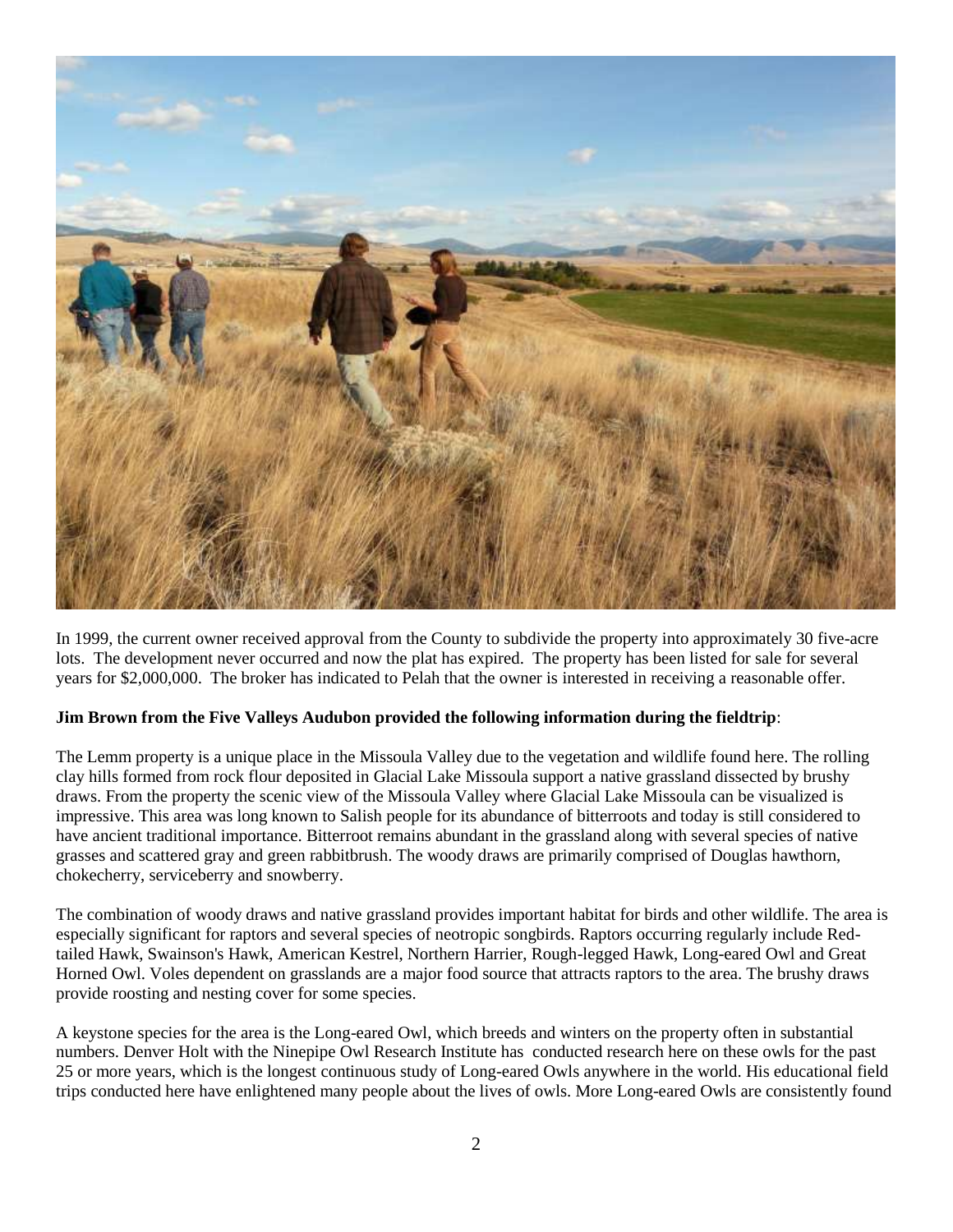In 1999, the current owner received approval from the County to subdivide the property into approximately 30 five-acre lots. The development never occurred and now the plat has expired. The property has been listed for sale for several years for $2,000,000. The broker has indicated to Pelah that the owner is interested in receiving a reasonable offer.

**Jim Brown from the Five Valleys Audubon provided the following information during the fieldtrip**:

The Lemm property is a unique place in the Missoula Valley due to the vegetation and wildlife found here. The rolling clay hills formed from rock flour deposited in Glacial Lake Missoula support a native grassland dissected by brushy draws. From the property the scenic view of the Missoula Valley where Glacial Lake Missoula can be visualized is impressive. This area was long known to Salish people for its abundance of bitterroots and today is still considered to have ancient traditional importance. Bitterroot remains abundant in the grassland along with several species of native grasses and scattered gray and green rabbitbrush. The woody draws are primarily comprised of Douglas hawthorn, chokecherry, serviceberry and snowberry.

The combination of woody draws and native grassland provides important habitat for birds and other wildlife. The area is especially significant for raptors and several species of neotropic songbirds. Raptors occurring regularly include Red-tailed Hawk, Swainson's Hawk, American Kestrel, Northern Harrier, Rough-legged Hawk, Long-eared Owl and Great Horned Owl. Voles dependent on grasslands are a major food source that attracts raptors to the area. The brushy draws provide roosting and nesting cover for some species.

A keystone species for the area is the Long-eared Owl, which breeds and winters on the property often in substantial numbers. Denver Holt with the Ninepipe Owl Research Institute has conducted research here on these owls for the past 25 or more years, which is the longest continuous study of Long-eared Owls anywhere in the world. His educational field trips conducted here have enlightened many people about the lives of owls. More Long-eared Owls are consistently found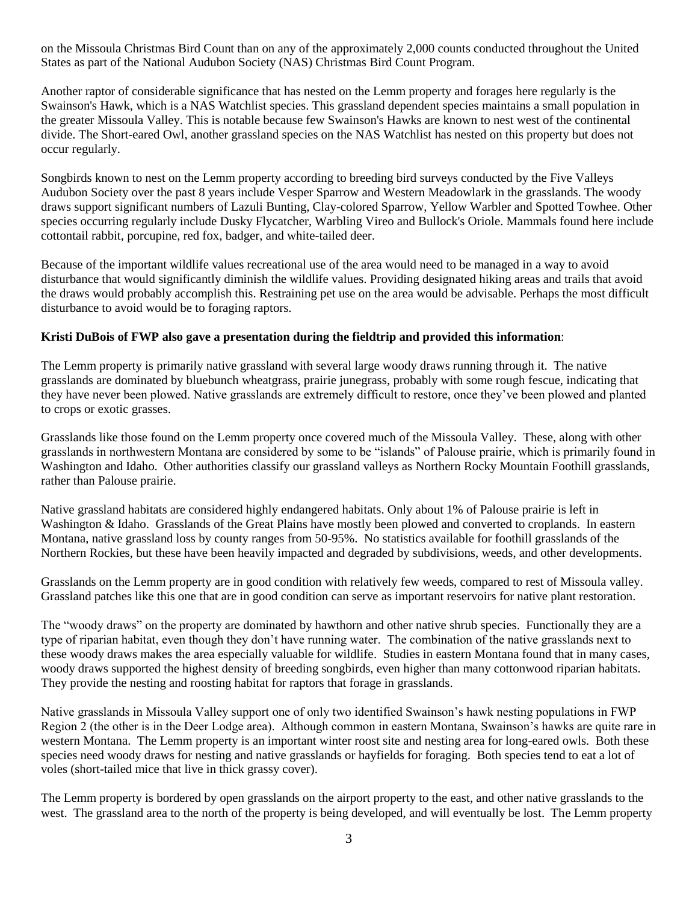on the Missoula Christmas Bird Count than on any of the approximately 2,000 counts conducted throughout the United States as part of the National Audubon Society (NAS) Christmas Bird Count Program.

Another raptor of considerable significance that has nested on the Lemm property and forages here regularly is the Swainson's Hawk, which is a NAS Watchlist species. This grassland dependent species maintains a small population in the greater Missoula Valley. This is notable because few Swainson's Hawks are known to nest west of the continental divide. The Short-eared Owl, another grassland species on the NAS Watchlist has nested on this property but does not occur regularly.

Songbirds known to nest on the Lemm property according to breeding bird surveys conducted by the Five Valleys Audubon Society over the past 8 years include Vesper Sparrow and Western Meadowlark in the grasslands. The woody draws support significant numbers of Lazuli Bunting, Clay-colored Sparrow, Yellow Warbler and Spotted Towhee. Other species occurring regularly include Dusky Flycatcher, Warbling Vireo and Bullock's Oriole. Mammals found here include cottontail rabbit, porcupine, red fox, badger, and white-tailed deer.

Because of the important wildlife values recreational use of the area would need to be managed in a way to avoid disturbance that would significantly diminish the wildlife values. Providing designated hiking areas and trails that avoid the draws would probably accomplish this. Restraining pet use on the area would be advisable. Perhaps the most difficult disturbance to avoid would be to foraging raptors.

**Kristi DuBois of FWP also gave a presentation during the fieldtrip and provided this information**:

The Lemm property is primarily native grassland with several large woody draws running through it. The native grasslands are dominated by bluebunch wheatgrass, prairie junegrass, probably with some rough fescue, indicating that they have never been plowed. Native grasslands are extremely difficult to restore, once they've been plowed and planted to crops or exotic grasses.

Grasslands like those found on the Lemm property once covered much of the Missoula Valley. These, along with other grasslands in northwestern Montana are considered by some to be "islands" of Palouse prairie, which is primarily found in Washington and Idaho. Other authorities classify our grassland valleys as Northern Rocky Mountain Foothill grasslands, rather than Palouse prairie.

Native grassland habitats are considered highly endangered habitats. Only about 1% of Palouse prairie is left in Washington & Idaho. Grasslands of the Great Plains have mostly been plowed and converted to croplands. In eastern Montana, native grassland loss by county ranges from 50-95%. No statistics available for foothill grasslands of the Northern Rockies, but these have been heavily impacted and degraded by subdivisions, weeds, and other developments.

Grasslands on the Lemm property are in good condition with relatively few weeds, compared to rest of Missoula valley. Grassland patches like this one that are in good condition can serve as important reservoirs for native plant restoration.

The "woody draws" on the property are dominated by hawthorn and other native shrub species. Functionally they are a type of riparian habitat, even though they don't have running water. The combination of the native grasslands next to these woody draws makes the area especially valuable for wildlife. Studies in eastern Montana found that in many cases, woody draws supported the highest density of breeding songbirds, even higher than many cottonwood riparian habitats. They provide the nesting and roosting habitat for raptors that forage in grasslands.

Native grasslands in Missoula Valley support one of only two identified Swainson's hawk nesting populations in FWP Region 2 (the other is in the Deer Lodge area). Although common in eastern Montana, Swainson's hawks are quite rare in western Montana. The Lemm property is an important winter roost site and nesting area for long-eared owls. Both these species need woody draws for nesting and native grasslands or hayfields for foraging. Both species tend to eat a lot of voles (short-tailed mice that live in thick grassy cover).

The Lemm property is bordered by open grasslands on the airport property to the east, and other native grasslands to the west. The grassland area to the north of the property is being developed, and will eventually be lost. The Lemm property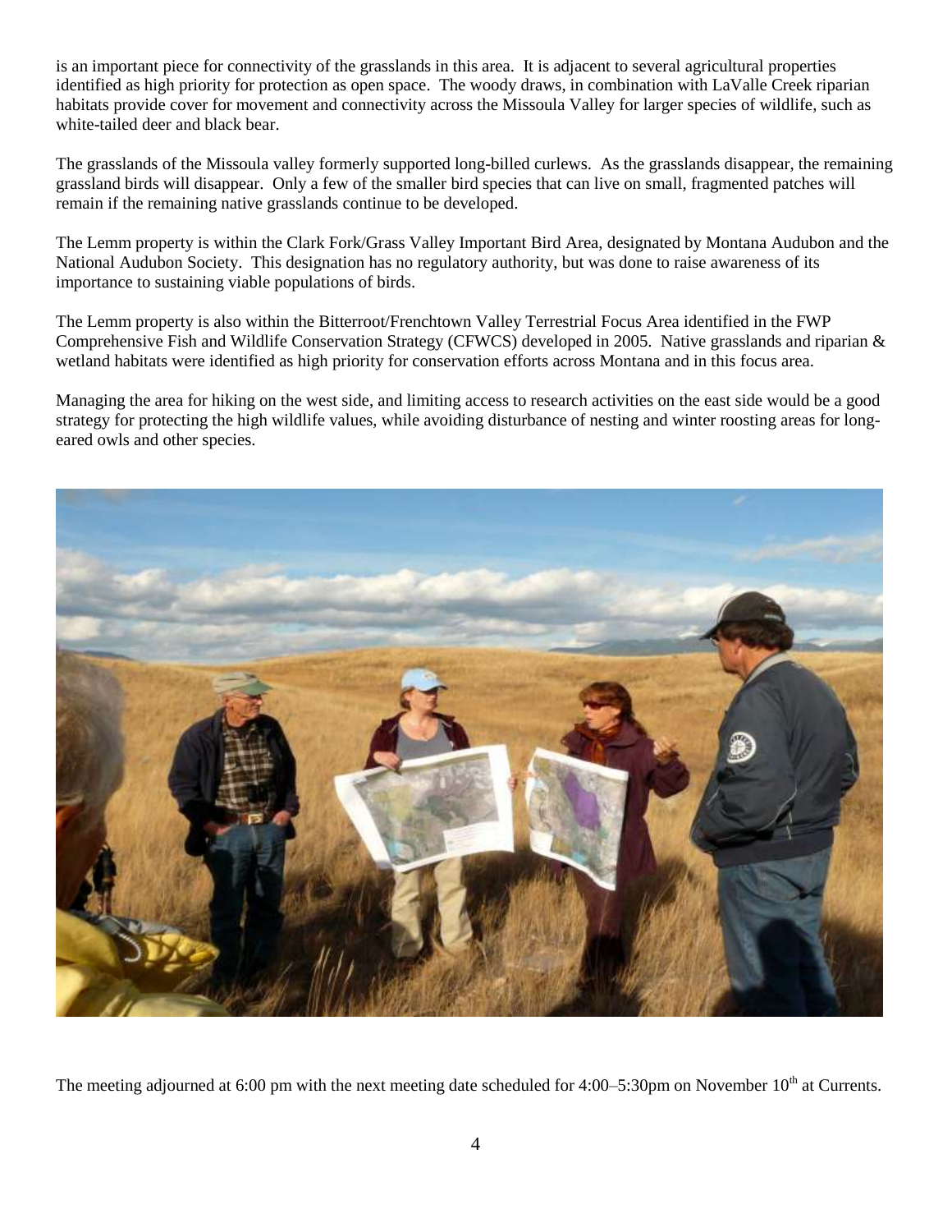is an important piece for connectivity of the grasslands in this area. It is adjacent to several agricultural properties identified as high priority for protection as open space. The woody draws, in combination with LaValle Creek riparian habitats provide cover for movement and connectivity across the Missoula Valley for larger species of wildlife, such as white-tailed deer and black bear.

The grasslands of the Missoula valley formerly supported long-billed curlews. As the grasslands disappear, the remaining grassland birds will disappear. Only a few of the smaller bird species that can live on small, fragmented patches will remain if the remaining native grasslands continue to be developed.

The Lemm property is within the Clark Fork/Grass Valley Important Bird Area, designated by Montana Audubon and the National Audubon Society. This designation has no regulatory authority, but was done to raise awareness of its importance to sustaining viable populations of birds.

The Lemm property is also within the Bitterroot/Frenchtown Valley Terrestrial Focus Area identified in the FWP Comprehensive Fish and Wildlife Conservation Strategy (CFWCS) developed in 2005. Native grasslands and riparian & wetland habitats were identified as high priority for conservation efforts across Montana and in this focus area.

Managing the area for hiking on the west side, and limiting access to research activities on the east side would be a good strategy for protecting the high wildlife values, while avoiding disturbance of nesting and winter roosting areas for long-eared owls and other species.

The meeting adjourned at 6:00 pm with the next meeting date scheduled for 4:00–5:30pm on November 10th at Currents.